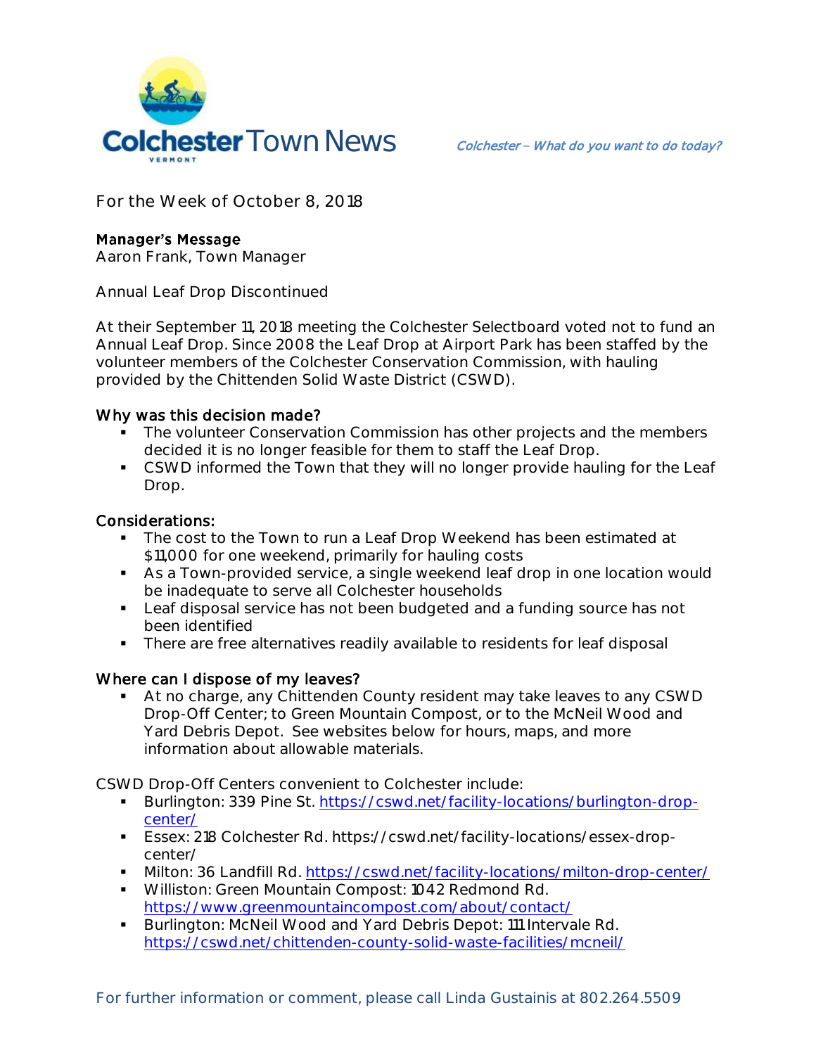# Colchester Town News

*Colchester – What do you want to do today?*

For the Week of October 8, 2018

**Manager's Message**
Aaron Frank, Town Manager

Annual Leaf Drop Discontinued

At their September 11, 2018 meeting the Colchester Selectboard voted not to fund an Annual Leaf Drop. Since 2008 the Leaf Drop at Airport Park has been staffed by the volunteer members of the Colchester Conservation Commission, with hauling provided by the Chittenden Solid Waste District (CSWD).

## Why was this decision made?

- The volunteer Conservation Commission has other projects and the members decided it is no longer feasible for them to staff the Leaf Drop.
- CSWD informed the Town that they will no longer provide hauling for the Leaf Drop.

## Considerations:

- The cost to the Town to run a Leaf Drop Weekend has been estimated at $11,000 for one weekend, primarily for hauling costs
- As a Town-provided service, a single weekend leaf drop in one location would be inadequate to serve all Colchester households
- Leaf disposal service has not been budgeted and a funding source has not been identified
- There are free alternatives readily available to residents for leaf disposal

## Where can I dispose of my leaves?

- At no charge, any Chittenden County resident may take leaves to any CSWD Drop-Off Center; to Green Mountain Compost, or to the McNeil Wood and Yard Debris Depot. See websites below for hours, maps, and more information about allowable materials.

CSWD Drop-Off Centers convenient to Colchester include:

- Burlington: 339 Pine St. https://cswd.net/facility-locations/burlington-drop-center/
- Essex: 218 Colchester Rd. https://cswd.net/facility-locations/essex-drop-center/
- Milton: 36 Landfill Rd. https://cswd.net/facility-locations/milton-drop-center/
- Williston: Green Mountain Compost: 1042 Redmond Rd. https://www.greenmountaincompost.com/about/contact/
- Burlington: McNeil Wood and Yard Debris Depot: 111 Intervale Rd. https://cswd.net/chittenden-county-solid-waste-facilities/mcneil/

For further information or comment, please call Linda Gustainis at 802.264.5509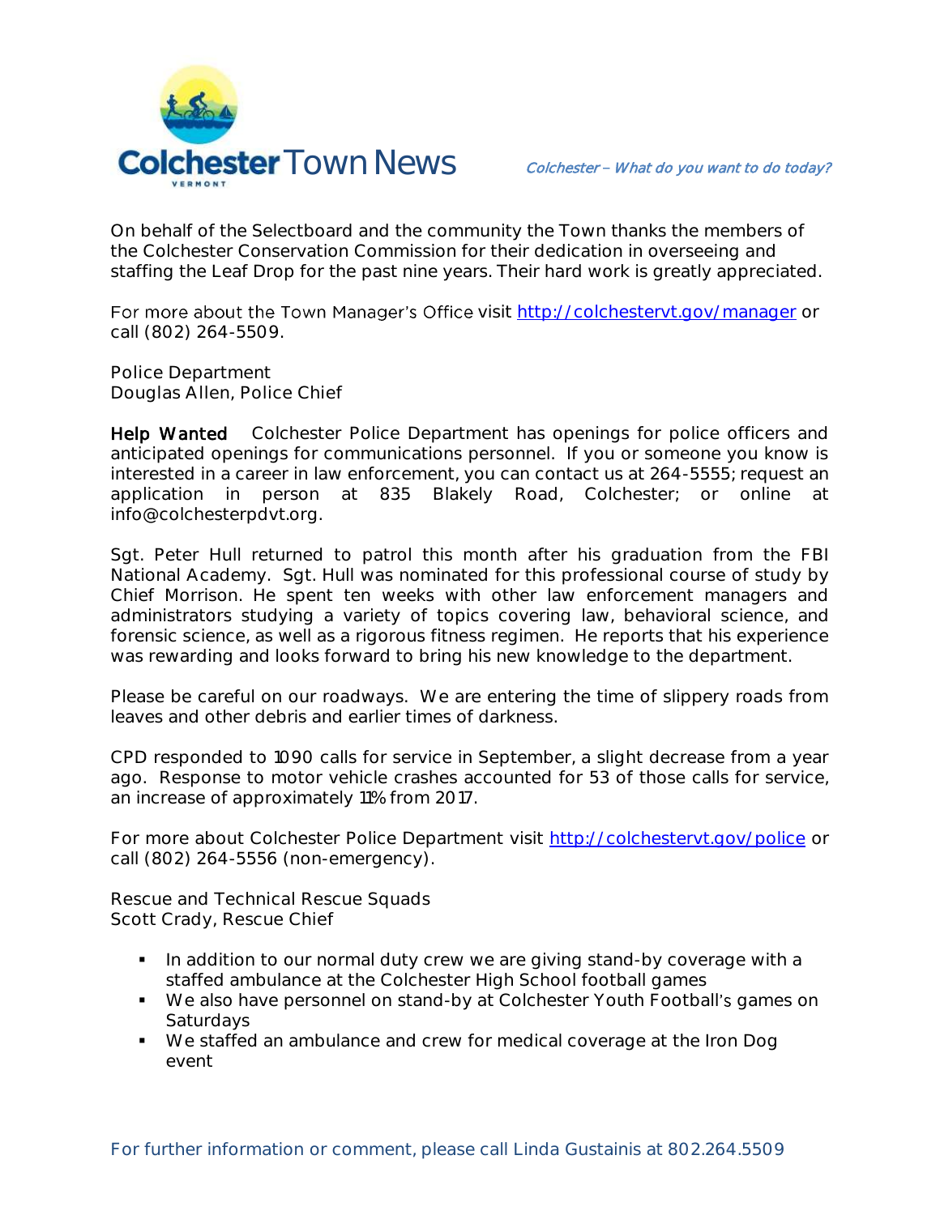On behalf of the Selectboard and the community the Town thanks the members of the Colchester Conservation Commission for their dedication in overseeing and staffing the Leaf Drop for the past nine years. Their hard work is greatly appreciated.

For more about the Town Manager's Office visit http://colchestervt.gov/manager or call (802) 264-5509.

Police Department
Douglas Allen, Police Chief

**Help Wanted** Colchester Police Department has openings for police officers and anticipated openings for communications personnel. If you or someone you know is interested in a career in law enforcement, you can contact us at 264-5555; request an application in person at 835 Blakely Road, Colchester; or online at info@colchesterpdvt.org.

Sgt. Peter Hull returned to patrol this month after his graduation from the FBI National Academy. Sgt. Hull was nominated for this professional course of study by Chief Morrison. He spent ten weeks with other law enforcement managers and administrators studying a variety of topics covering law, behavioral science, and forensic science, as well as a rigorous fitness regimen. He reports that his experience was rewarding and looks forward to bring his new knowledge to the department.

Please be careful on our roadways. We are entering the time of slippery roads from leaves and other debris and earlier times of darkness.

CPD responded to 1090 calls for service in September, a slight decrease from a year ago. Response to motor vehicle crashes accounted for 53 of those calls for service, an increase of approximately 11% from 2017.

For more about Colchester Police Department visit http://colchestervt.gov/police or call (802) 264-5556 (non-emergency).

Rescue and Technical Rescue Squads
Scott Crady, Rescue Chief

- In addition to our normal duty crew we are giving stand-by coverage with a staffed ambulance at the Colchester High School football games
- We also have personnel on stand-by at Colchester Youth Football's games on Saturdays
- We staffed an ambulance and crew for medical coverage at the Iron Dog event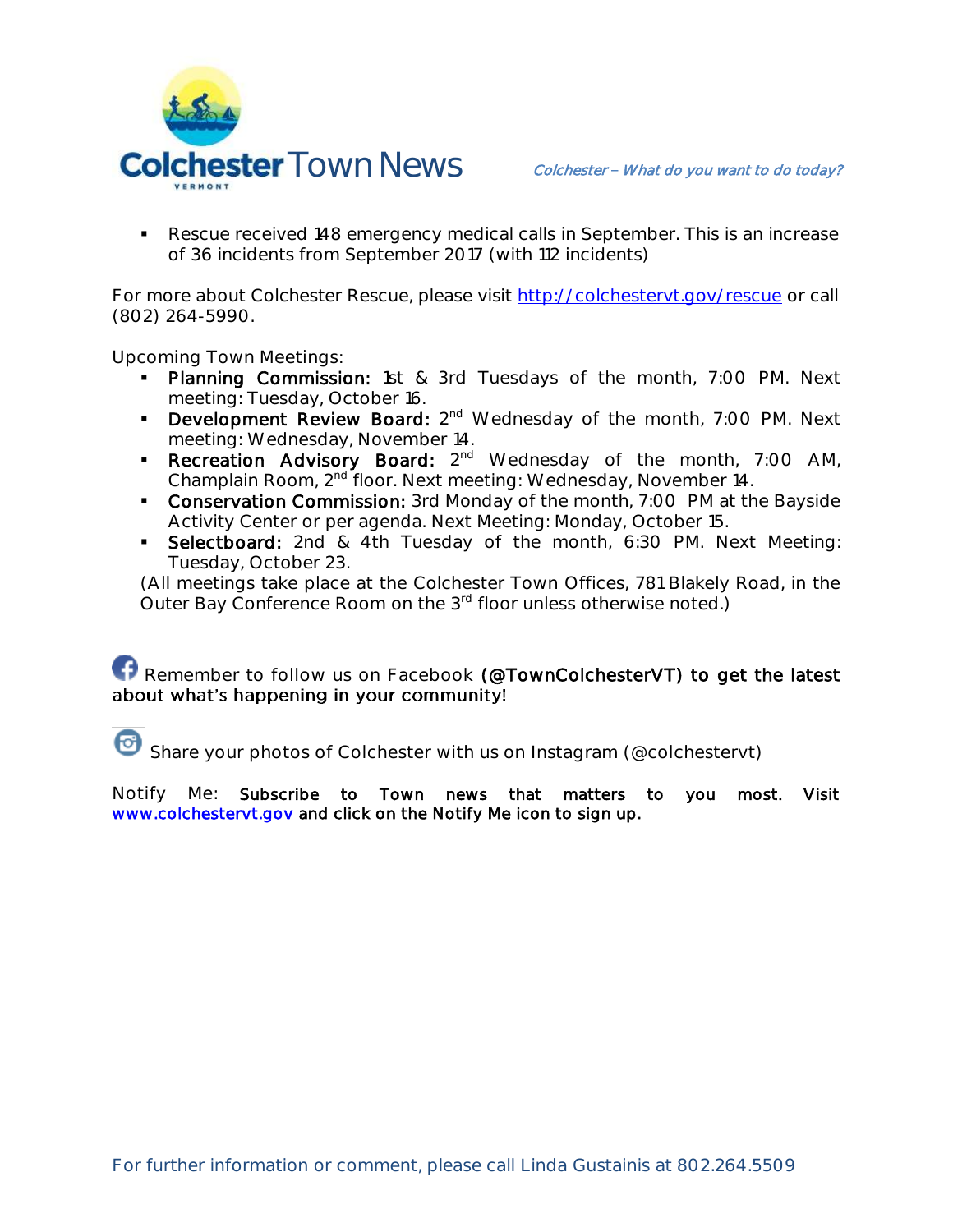- Rescue received 148 emergency medical calls in September. This is an increase of 36 incidents from September 2017 (with 112 incidents)

For more about Colchester Rescue, please visit http://colchestervt.gov/rescue or call (802) 264-5990.

Upcoming Town Meetings:

- **Planning Commission:** 1st & 3rd Tuesdays of the month, 7:00 PM. Next meeting: Tuesday, October 16.
- **Development Review Board:** 2nd Wednesday of the month, 7:00 PM. Next meeting: Wednesday, November 14.
- **Recreation Advisory Board:** 2nd Wednesday of the month, 7:00 AM, Champlain Room, 2nd floor. Next meeting: Wednesday, November 14.
- **Conservation Commission:** 3rd Monday of the month, 7:00 PM at the Bayside Activity Center or per agenda. Next Meeting: Monday, October 15.
- **Selectboard:** 2nd & 4th Tuesday of the month, 6:30 PM. Next Meeting: Tuesday, October 23.

(All meetings take place at the Colchester Town Offices, 781 Blakely Road, in the Outer Bay Conference Room on the 3rd floor unless otherwise noted.)

Remember to follow us on Facebook **(@TownColchesterVT) to get the latest about what's happening in your community!**

Share your photos of Colchester with us on Instagram (@colchestervt)

Notify Me: **Subscribe to Town news that matters to you most. Visit www.colchestervt.gov and click on the Notify Me icon to sign up.**

For further information or comment, please call Linda Gustainis at 802.264.5509